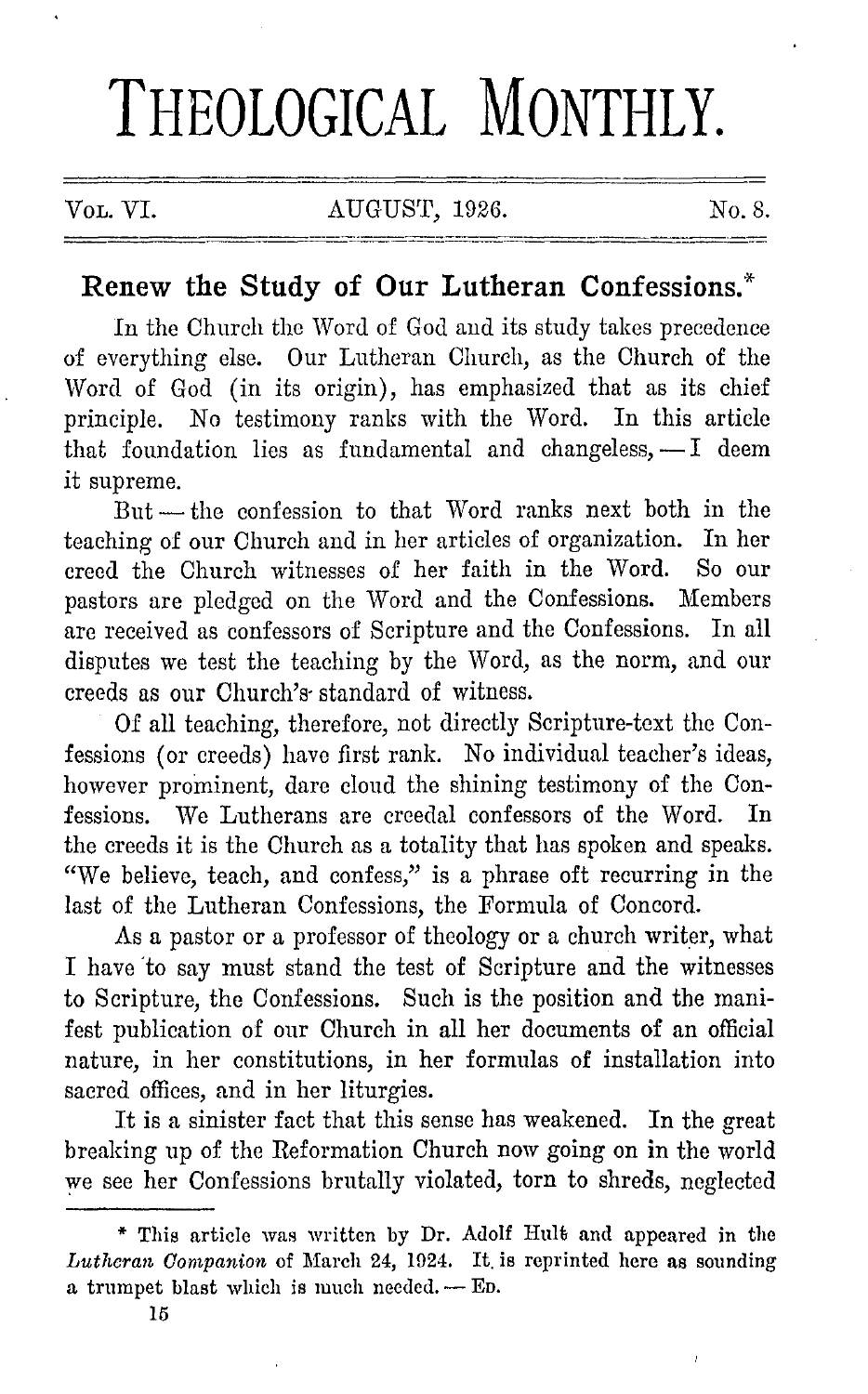# THEOLOGICAL MONTHLY.

VOL. VI. AUGUST, 1926. No. 8.

## Renew the Study of Our Lutheran Confessions.*

In the Church the Word of God and its study takes precedence of everything else. Our Lutheran Church, as the Church of the Word of God (in its origin), has emphasized that as its chief principle. No testimony ranks with the Word. In this article that foundation lies as fundamental and changeless, — I deem it supreme.

But — the confession to that Word ranks next both in the teaching of our Church and in her articles of organization. In her creed the Church witnesses of her faith in the Word. So our pastors are pledged on the Word and the Confessions. Members are received as confessors of Scripture and the Confessions. In all disputes we test the teaching by the Word, as the norm, and our creeds as our Church's standard of witness.

Of all teaching, therefore, not directly Scripture-text the Confessions (or creeds) have first rank. No individual teacher's ideas, however prominent, dare cloud the shining testimony of the Confessions. We Lutherans are creedal confessors of the Word. In the creeds it is the Church as a totality that has spoken and speaks. "We believe, teach, and confess," is a phrase oft recurring in the last of the Lutheran Confessions, the Formula of Concord.

As a pastor or a professor of theology or a church writer, what I have to say must stand the test of Scripture and the witnesses to Scripture, the Confessions. Such is the position and the manifest publication of our Church in all her documents of an official nature, in her constitutions, in her formulas of installation into sacred offices, and in her liturgies.

It is a sinister fact that this sense has weakened. In the great breaking up of the Reformation Church now going on in the world we see her Confessions brutally violated, torn to shreds, neglected

---

\* This article was written by Dr. Adolf Hult and appeared in the *Lutheran Companion* of March 24, 1924. It is reprinted here as sounding a trumpet blast which is much needed. — ED.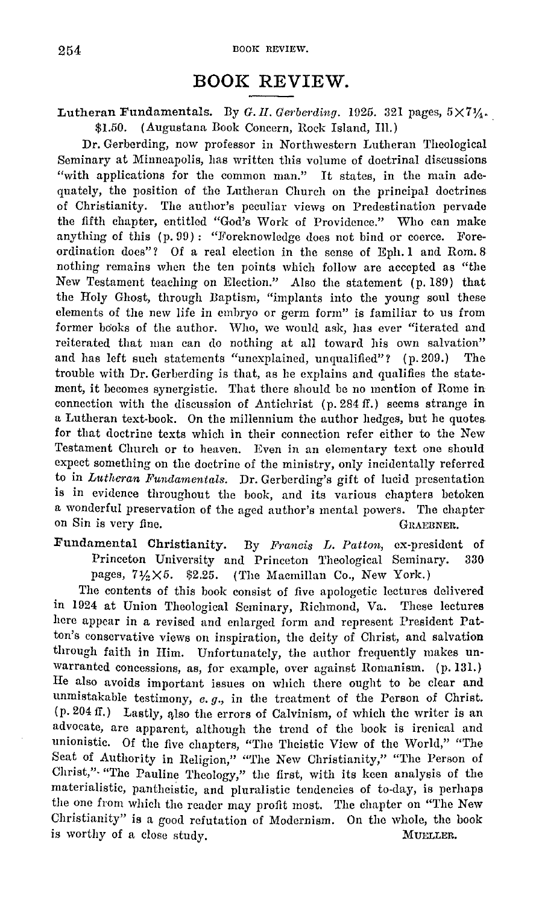# BOOK REVIEW.

**Lutheran Fundamentals.** By *G. H. Gerberding.* 1925. 321 pages, 5×7¼. $1.50. (Augustana Book Concern, Rock Island, Ill.)

Dr. Gerberding, now professor in Northwestern Lutheran Theological Seminary at Minneapolis, has written this volume of doctrinal discussions "with applications for the common man." It states, in the main adequately, the position of the Lutheran Church on the principal doctrines of Christianity. The author's peculiar views on Predestination pervade the fifth chapter, entitled "God's Work of Providence." Who can make anything of this (p. 99): "Foreknowledge does not bind or coerce. Foreordination does"? Of a real election in the sense of Eph. 1 and Rom. 8 nothing remains when the ten points which follow are accepted as "the New Testament teaching on Election." Also the statement (p. 189) that the Holy Ghost, through Baptism, "implants into the young soul these elements of the new life in embryo or germ form" is familiar to us from former books of the author. Who, we would ask, has ever "iterated and reiterated that man can do nothing at all toward his own salvation" and has left such statements "unexplained, unqualified"? (p. 209.) The trouble with Dr. Gerberding is that, as he explains and qualifies the statement, it becomes synergistic. That there should be no mention of Rome in connection with the discussion of Antichrist (p. 284 ff.) seems strange in a Lutheran text-book. On the millennium the author hedges, but he quotes for that doctrine texts which in their connection refer either to the New Testament Church or to heaven. Even in an elementary text one should expect something on the doctrine of the ministry, only incidentally referred to in *Lutheran Fundamentals.* Dr. Gerberding's gift of lucid presentation is in evidence throughout the book, and its various chapters betoken a wonderful preservation of the aged author's mental powers. The chapter on Sin is very fine.

GRAEBNER.

**Fundamental Christianity.** By *Francis L. Patton,* ex-president of Princeton University and Princeton Theological Seminary. 330 pages, 7½×5. $2.25. (The Macmillan Co., New York.)

The contents of this book consist of five apologetic lectures delivered in 1924 at Union Theological Seminary, Richmond, Va. These lectures here appear in a revised and enlarged form and represent President Patton's conservative views on inspiration, the deity of Christ, and salvation through faith in Him. Unfortunately, the author frequently makes unwarranted concessions, as, for example, over against Romanism. (p. 131.) He also avoids important issues on which there ought to be clear and unmistakable testimony, *e. g.,* in the treatment of the Person of Christ. (p. 204 ff.) Lastly, also the errors of Calvinism, of which the writer is an advocate, are apparent, although the trend of the book is irenical and unionistic. Of the five chapters, "The Theistic View of the World," "The Seat of Authority in Religion," "The New Christianity," "The Person of Christ," "The Pauline Theology," the first, with its keen analysis of the materialistic, pantheistic, and pluralistic tendencies of to-day, is perhaps the one from which the reader may profit most. The chapter on "The New Christianity" is a good refutation of Modernism. On the whole, the book is worthy of a close study.

MUELLER.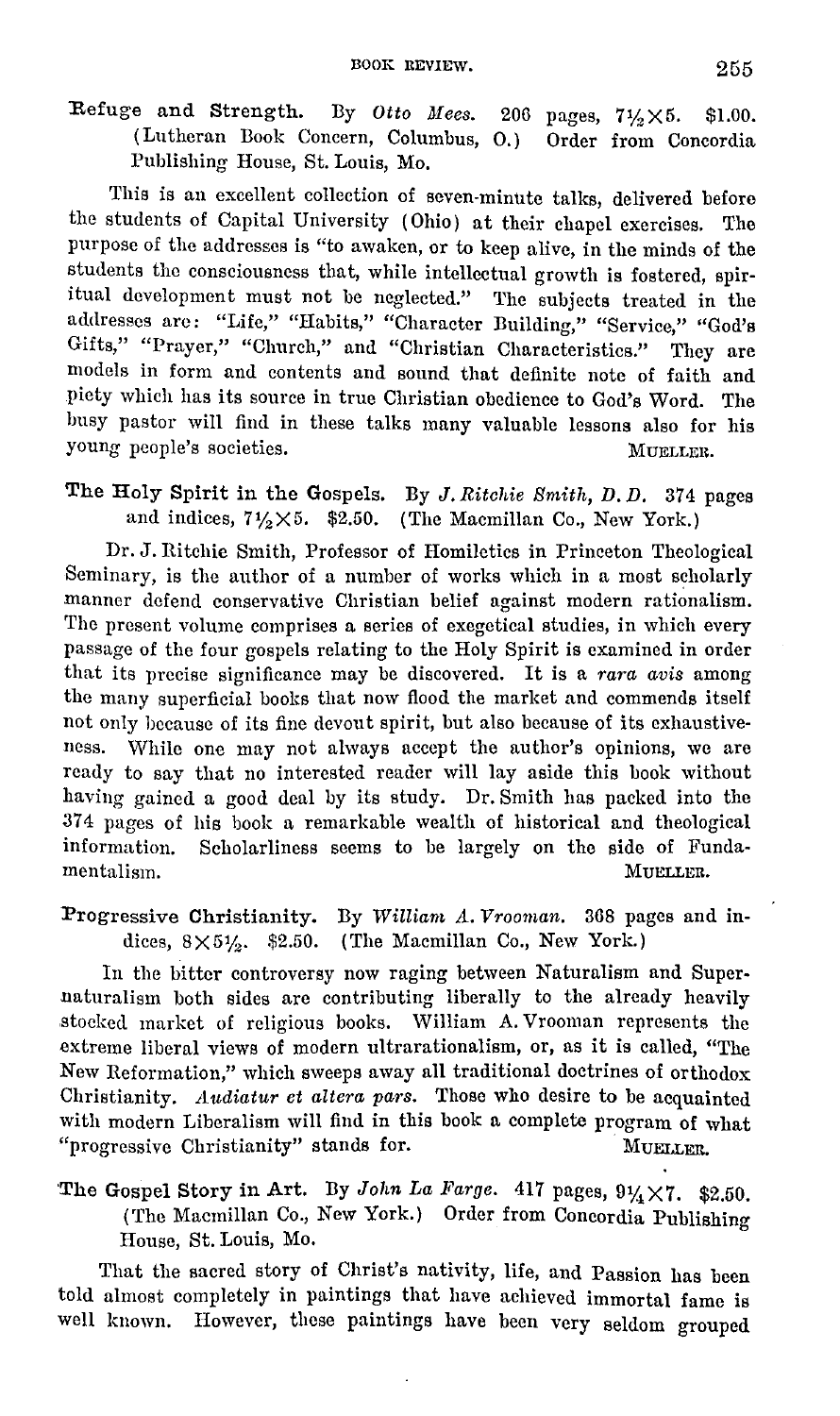**Refuge and Strength.** By *Otto Mees.* 206 pages, 7½×5. $1.00. (Lutheran Book Concern, Columbus, O.) Order from Concordia Publishing House, St. Louis, Mo.

This is an excellent collection of seven-minute talks, delivered before the students of Capital University (Ohio) at their chapel exercises. The purpose of the addresses is "to awaken, or to keep alive, in the minds of the students the consciousness that, while intellectual growth is fostered, spiritual development must not be neglected." The subjects treated in the addresses are: "Life," "Habits," "Character Building," "Service," "God's Gifts," "Prayer," "Church," and "Christian Characteristics." They are models in form and contents and sound that definite note of faith and piety which has its source in true Christian obedience to God's Word. The busy pastor will find in these talks many valuable lessons also for his young people's societies. MUELLER.

**The Holy Spirit in the Gospels.** By *J. Ritchie Smith, D. D.* 374 pages and indices, 7½×5. $2.50. (The Macmillan Co., New York.)

Dr. J. Ritchie Smith, Professor of Homiletics in Princeton Theological Seminary, is the author of a number of works which in a most scholarly manner defend conservative Christian belief against modern rationalism. The present volume comprises a series of exegetical studies, in which every passage of the four gospels relating to the Holy Spirit is examined in order that its precise significance may be discovered. It is a *rara avis* among the many superficial books that now flood the market and commends itself not only because of its fine devout spirit, but also because of its exhaustiveness. While one may not always accept the author's opinions, we are ready to say that no interested reader will lay aside this book without having gained a good deal by its study. Dr. Smith has packed into the 374 pages of his book a remarkable wealth of historical and theological information. Scholarliness seems to be largely on the side of Fundamentalism. MUELLER.

**Progressive Christianity.** By *William A. Vrooman.* 368 pages and indices, 8×5½. $2.50. (The Macmillan Co., New York.)

In the bitter controversy now raging between Naturalism and Supernaturalism both sides are contributing liberally to the already heavily stocked market of religious books. William A. Vrooman represents the extreme liberal views of modern ultrarationalism, or, as it is called, "The New Reformation," which sweeps away all traditional doctrines of orthodox Christianity. *Audiatur et altera pars.* Those who desire to be acquainted with modern Liberalism will find in this book a complete program of what "progressive Christianity" stands for. MUELLER.

**The Gospel Story in Art.** By *John La Farge.* 417 pages, 9¼×7. $2.50. (The Macmillan Co., New York.) Order from Concordia Publishing House, St. Louis, Mo.

That the sacred story of Christ's nativity, life, and Passion has been told almost completely in paintings that have achieved immortal fame is well known. However, these paintings have been very seldom grouped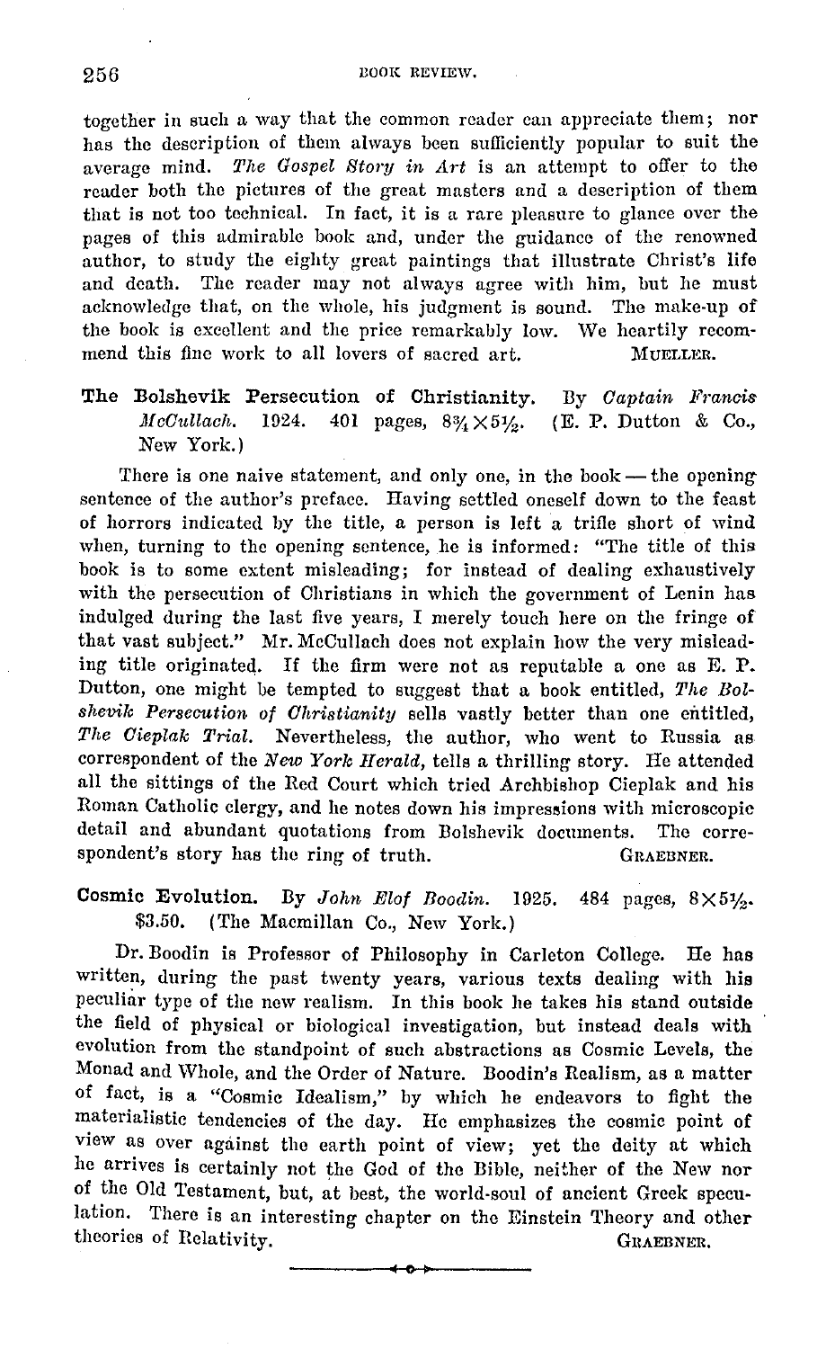together in such a way that the common reader can appreciate them; nor has the description of them always been sufficiently popular to suit the average mind. *The Gospel Story in Art* is an attempt to offer to the reader both the pictures of the great masters and a description of them that is not too technical. In fact, it is a rare pleasure to glance over the pages of this admirable book and, under the guidance of the renowned author, to study the eighty great paintings that illustrate Christ's life and death. The reader may not always agree with him, but he must acknowledge that, on the whole, his judgment is sound. The make-up of the book is excellent and the price remarkably low. We heartily recommend this fine work to all lovers of sacred art. MUELLER.

**The Bolshevik Persecution of Christianity.** By *Captain Francis McCullach.* 1924. 401 pages, $8\frac{3}{4} \times 5\frac{1}{2}$. (E. P. Dutton & Co., New York.)

There is one naive statement, and only one, in the book — the opening sentence of the author's preface. Having settled oneself down to the feast of horrors indicated by the title, a person is left a trifle short of wind when, turning to the opening sentence, he is informed: "The title of this book is to some extent misleading; for instead of dealing exhaustively with the persecution of Christians in which the government of Lenin has indulged during the last five years, I merely touch here on the fringe of that vast subject." Mr. McCullach does not explain how the very misleading title originated. If the firm were not as reputable a one as E. P. Dutton, one might be tempted to suggest that a book entitled, *The Bolshevik Persecution of Christianity* sells vastly better than one entitled, *The Cieplak Trial.* Nevertheless, the author, who went to Russia as correspondent of the *New York Herald*, tells a thrilling story. He attended all the sittings of the Red Court which tried Archbishop Cieplak and his Roman Catholic clergy, and he notes down his impressions with microscopic detail and abundant quotations from Bolshevik documents. The correspondent's story has the ring of truth. GRAEBNER.

**Cosmic Evolution.** By *John Elof Boodin.* 1925. 484 pages, $8 \times 5\frac{1}{2}$. \$3.50. (The Macmillan Co., New York.)

Dr. Boodin is Professor of Philosophy in Carleton College. He has written, during the past twenty years, various texts dealing with his peculiar type of the new realism. In this book he takes his stand outside the field of physical or biological investigation, but instead deals with evolution from the standpoint of such abstractions as Cosmic Levels, the Monad and Whole, and the Order of Nature. Boodin's Realism, as a matter of fact, is a "Cosmic Idealism," by which he endeavors to fight the materialistic tendencies of the day. He emphasizes the cosmic point of view as over against the earth point of view; yet the deity at which he arrives is certainly not the God of the Bible, neither of the New nor of the Old Testament, but, at best, the world-soul of ancient Greek speculation. There is an interesting chapter on the Einstein Theory and other theories of Relativity. GRAEBNER.